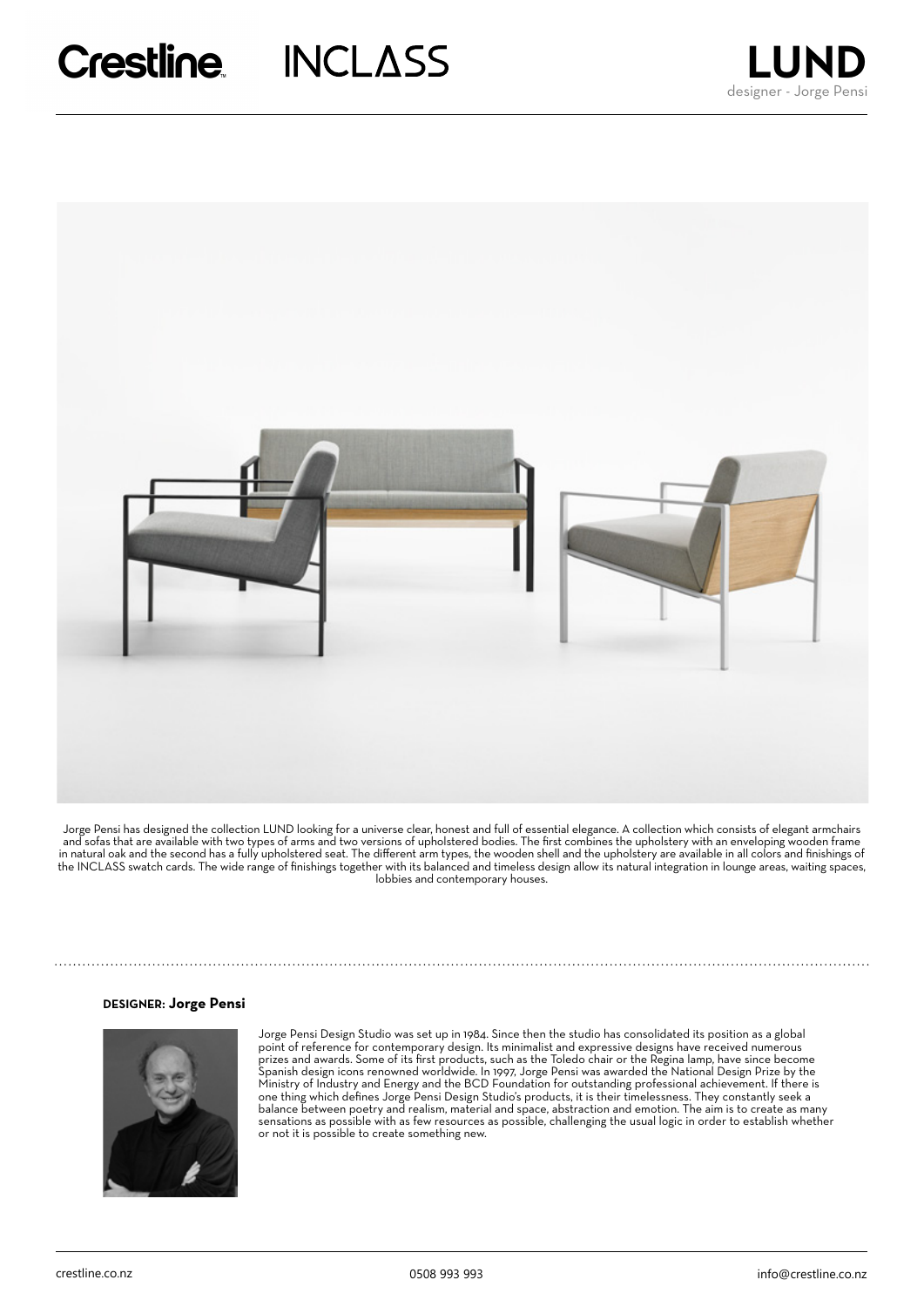Crestline INCLASS

# LUND

designer - Jorge Pensi

Jorge Pensi has designed the collection LUND looking for a universe clear, honest and full of essential elegance. A collection which consists of elegant armchairs and sofas that are available with two types of arms and two versions of upholstered bodies. The first combines the upholstery with an enveloping wooden frame in natural oak and the second has a fully upholstered seat. The different arm types, the wooden shell and the upholstery are available in all colors and finishings of the INCLASS swatch cards. The wide range of finishings together with its balanced and timeless design allow its natural integration in lounge areas, waiting spaces, lobbies and contemporary houses.

**DESIGNER: Jorge Pensi**

Jorge Pensi Design Studio was set up in 1984. Since then the studio has consolidated its position as a global point of reference for contemporary design. Its minimalist and expressive designs have received numerous prizes and awards. Some of its first products, such as the Toledo chair or the Regina lamp, have since become Spanish design icons renowned worldwide. In 1997, Jorge Pensi was awarded the National Design Prize by the Ministry of Industry and Energy and the BCD Foundation for outstanding professional achievement. If there is one thing which defines Jorge Pensi Design Studio's products, it is their timelessness. They constantly seek a balance between poetry and realism, material and space, abstraction and emotion. The aim is to create as many sensations as possible with as few resources as possible, challenging the usual logic in order to establish whether or not it is possible to create something new.

crestline.co.nz 0508 993 993 info@crestline.co.nz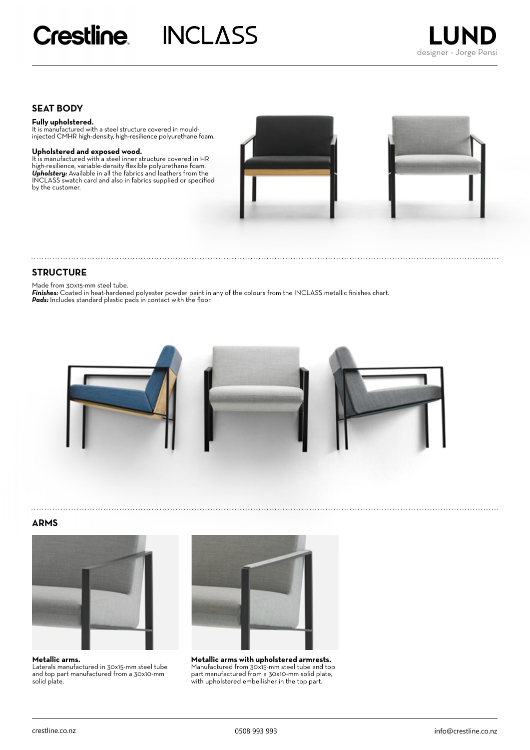# LUND

designer - Jorge Pensi

## SEAT BODY

**Fully upholstered.**
It is manufactured with a steel structure covered in mould-injected CMHR high-density, high-resilience polyurethane foam.

**Upholstered and exposed wood.**
It is manufactured with a steel inner structure covered in HR high-resilience, variable-density flexible polyurethane foam.
***Upholstery:*** Available in all the fabrics and leathers from the INCLASS swatch card and also in fabrics supplied or specified by the customer.

## STRUCTURE

Made from 30x15-mm steel tube.
***Finishes:*** Coated in heat-hardened polyester powder paint in any of the colours from the INCLASS metallic finishes chart.
***Pads:*** Includes standard plastic pads in contact with the floor.

## ARMS

**Metallic arms.**
Laterals manufactured in 30x15-mm steel tube and top part manufactured from a 30x10-mm solid plate.

**Metallic arms with upholstered armrests.**
Manufactured from 30x15-mm steel tube and top part manufactured from a 30x10-mm solid plate, with upholstered embellisher in the top part.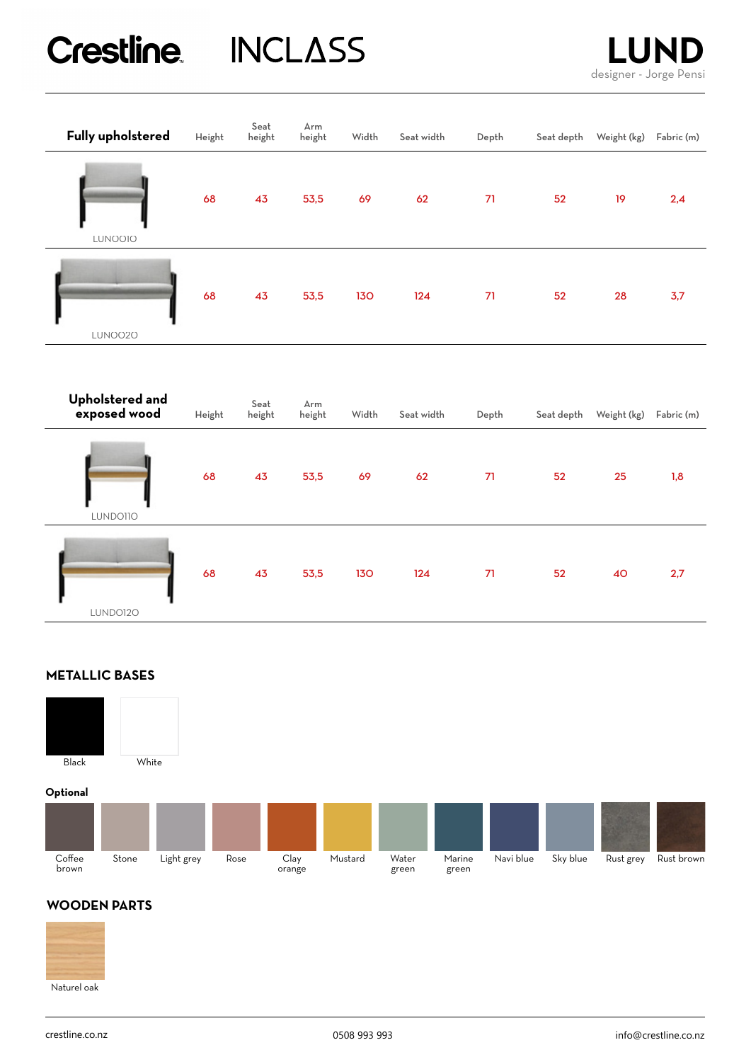Crestline INCLASS

# LUND

designer - Jorge Pensi

| Fully upholstered | Height | Seat height | Arm height | Width | Seat width | Depth | Seat depth | Weight (kg) | Fabric (m) |
|---|---|---|---|---|---|---|---|---|---|
| LUN0010 | 68 | 43 | 53,5 | 69 | 62 | 71 | 52 | 19 | 2,4 |
| LUN0020 | 68 | 43 | 53,5 | 130 | 124 | 71 | 52 | 28 | 3,7 |

| Upholstered and exposed wood | Height | Seat height | Arm height | Width | Seat width | Depth | Seat depth | Weight (kg) | Fabric (m) |
|---|---|---|---|---|---|---|---|---|---|
| LUND0110 | 68 | 43 | 53,5 | 69 | 62 | 71 | 52 | 25 | 1,8 |
| LUND0120 | 68 | 43 | 53,5 | 130 | 124 | 71 | 52 | 40 | 2,7 |

## METALLIC BASES

Black

White

**Optional**

Coffee brown, Stone, Light grey, Rose, Clay orange, Mustard, Water green, Marine green, Navi blue, Sky blue, Rust grey, Rust brown

## WOODEN PARTS

Naturel oak

crestline.co.nz 0508 993 993 info@crestline.co.nz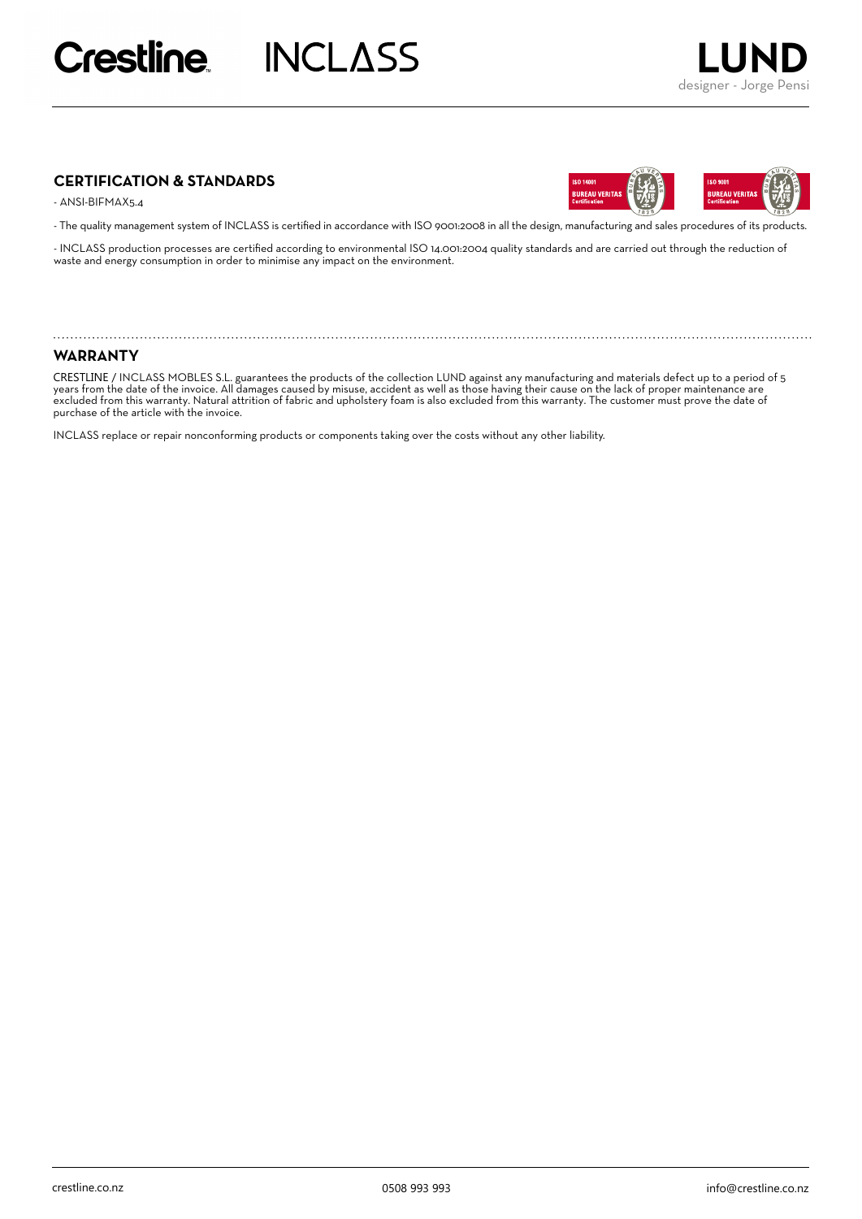## CERTIFICATION & STANDARDS

- ANSI-BIFMAX5.4

- The quality management system of INCLASS is certified in accordance with ISO 9001:2008 in all the design, manufacturing and sales procedures of its products.

- INCLASS production processes are certified according to environmental ISO 14.001:2004 quality standards and are carried out through the reduction of waste and energy consumption in order to minimise any impact on the environment.

## WARRANTY

CRESTLINE / INCLASS MOBLES S.L. guarantees the products of the collection LUND against any manufacturing and materials defect up to a period of 5 years from the date of the invoice. All damages caused by misuse, accident as well as those having their cause on the lack of proper maintenance are excluded from this warranty. Natural attrition of fabric and upholstery foam is also excluded from this warranty. The customer must prove the date of purchase of the article with the invoice.

INCLASS replace or repair nonconforming products or components taking over the costs without any other liability.